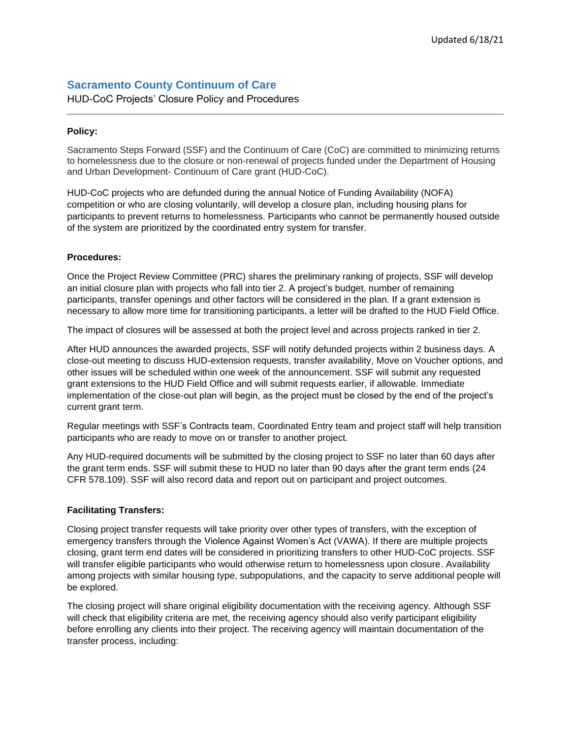Updated 6/18/21

# Sacramento County Continuum of Care

HUD-CoC Projects' Closure Policy and Procedures

---

**Policy:**

Sacramento Steps Forward (SSF) and the Continuum of Care (CoC) are committed to minimizing returns to homelessness due to the closure or non-renewal of projects funded under the Department of Housing and Urban Development- Continuum of Care grant (HUD-CoC).

HUD-CoC projects who are defunded during the annual Notice of Funding Availability (NOFA) competition or who are closing voluntarily, will develop a closure plan, including housing plans for participants to prevent returns to homelessness. Participants who cannot be permanently housed outside of the system are prioritized by the coordinated entry system for transfer.

**Procedures:**

Once the Project Review Committee (PRC) shares the preliminary ranking of projects, SSF will develop an initial closure plan with projects who fall into tier 2. A project's budget, number of remaining participants, transfer openings and other factors will be considered in the plan. If a grant extension is necessary to allow more time for transitioning participants, a letter will be drafted to the HUD Field Office.

The impact of closures will be assessed at both the project level and across projects ranked in tier 2.

After HUD announces the awarded projects, SSF will notify defunded projects within 2 business days. A close-out meeting to discuss HUD-extension requests, transfer availability, Move on Voucher options, and other issues will be scheduled within one week of the announcement. SSF will submit any requested grant extensions to the HUD Field Office and will submit requests earlier, if allowable. Immediate implementation of the close-out plan will begin, as the project must be closed by the end of the project's current grant term.

Regular meetings with SSF's Contracts team, Coordinated Entry team and project staff will help transition participants who are ready to move on or transfer to another project.

Any HUD-required documents will be submitted by the closing project to SSF no later than 60 days after the grant term ends. SSF will submit these to HUD no later than 90 days after the grant term ends (24 CFR 578.109). SSF will also record data and report out on participant and project outcomes.

**Facilitating Transfers:**

Closing project transfer requests will take priority over other types of transfers, with the exception of emergency transfers through the Violence Against Women's Act (VAWA). If there are multiple projects closing, grant term end dates will be considered in prioritizing transfers to other HUD-CoC projects. SSF will transfer eligible participants who would otherwise return to homelessness upon closure. Availability among projects with similar housing type, subpopulations, and the capacity to serve additional people will be explored.

The closing project will share original eligibility documentation with the receiving agency. Although SSF will check that eligibility criteria are met, the receiving agency should also verify participant eligibility before enrolling any clients into their project. The receiving agency will maintain documentation of the transfer process, including: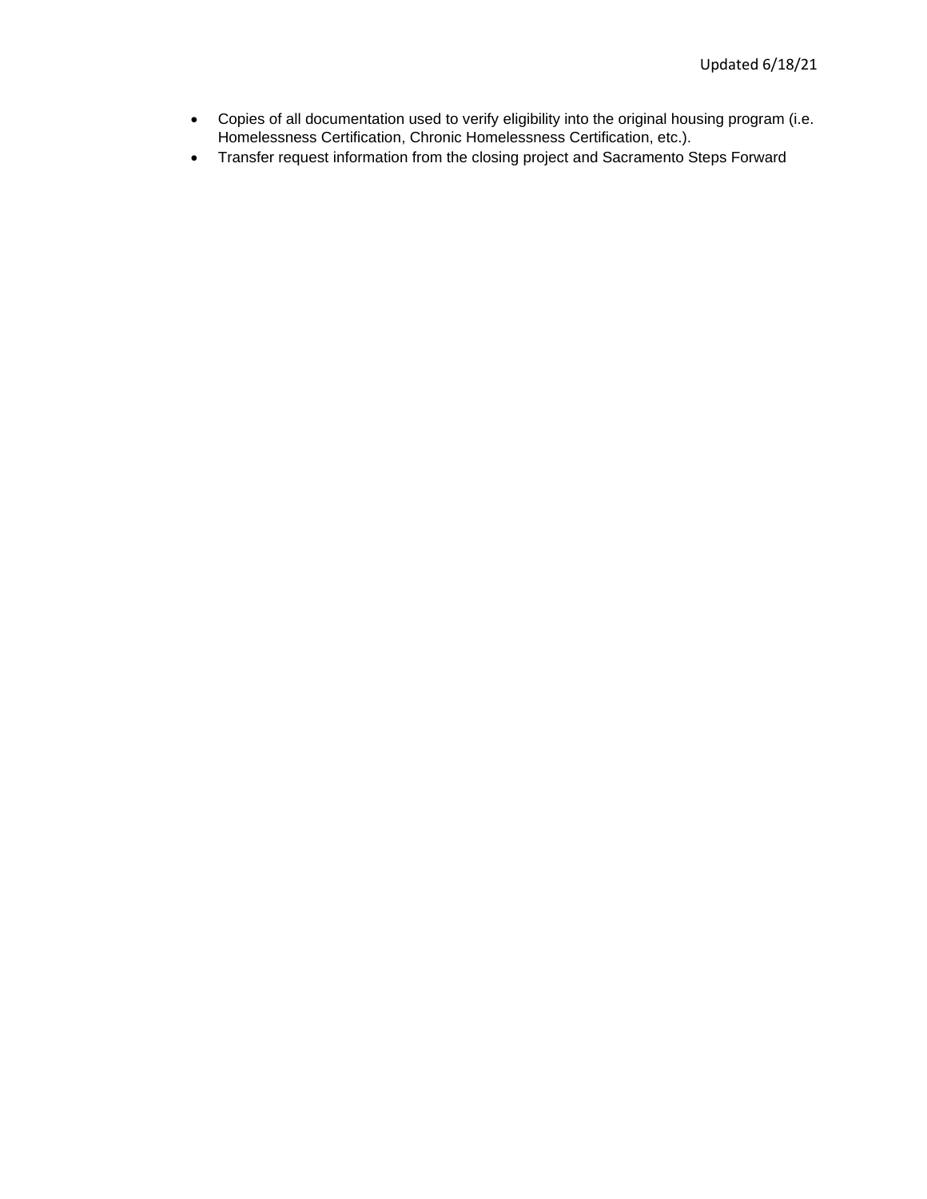- Copies of all documentation used to verify eligibility into the original housing program (i.e. Homelessness Certification, Chronic Homelessness Certification, etc.).
- Transfer request information from the closing project and Sacramento Steps Forward